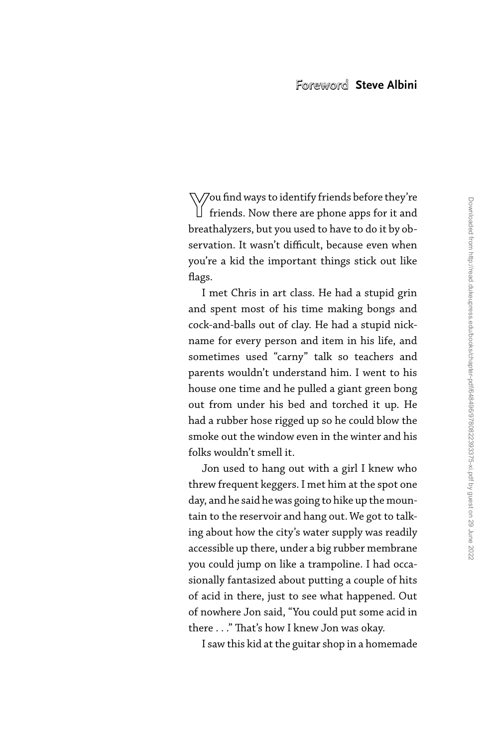## Foreword Steve Albini

You find ways to identify friends before they're friends. Now there are phone apps for it and breathalyzers, but you used to have to do it by observation. It wasn't difficult, because even when you're a kid the important things stick out like flags.

I met Chris in art class. He had a stupid grin and spent most of his time making bongs and cock-and-balls out of clay. He had a stupid nickname for every person and item in his life, and sometimes used "carny" talk so teachers and parents wouldn't understand him. I went to his house one time and he pulled a giant green bong out from under his bed and torched it up. He had a rubber hose rigged up so he could blow the smoke out the window even in the winter and his folks wouldn't smell it.

Jon used to hang out with a girl I knew who threw frequent keggers. I met him at the spot one day, and he said he was going to hike up the mountain to the reservoir and hang out. We got to talking about how the city's water supply was readily accessible up there, under a big rubber membrane you could jump on like a trampoline. I had occasionally fantasized about putting a couple of hits of acid in there, just to see what happened. Out of nowhere Jon said, "You could put some acid in there . . ." That's how I knew Jon was okay.

I saw this kid at the guitar shop in a homemade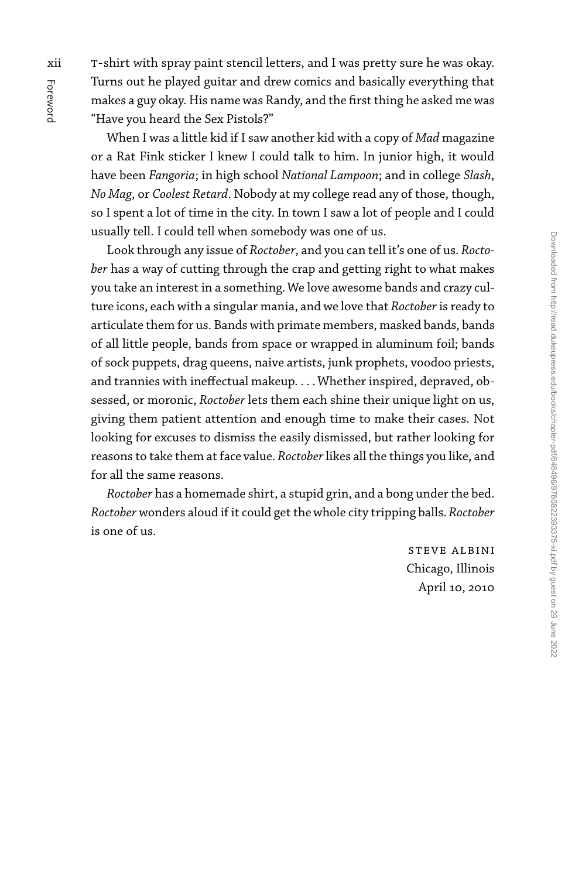T-shirt with spray paint stencil letters, and I was pretty sure he was okay. Turns out he played guitar and drew comics and basically everything that makes a guy okay. His name was Randy, and the first thing he asked me was "Have you heard the Sex Pistols?"

When I was a little kid if I saw another kid with a copy of *Mad* magazine or a Rat Fink sticker I knew I could talk to him. In junior high, it would have been *Fangoria*; in high school *National Lampoon*; and in college *Slash*, *No Mag*, or *Coolest Retard*. Nobody at my college read any of those, though, so I spent a lot of time in the city. In town I saw a lot of people and I could usually tell. I could tell when somebody was one of us.

Look through any issue of *Roctober*, and you can tell it's one of us. *Roctober* has a way of cutting through the crap and getting right to what makes you take an interest in a something. We love awesome bands and crazy culture icons, each with a singular mania, and we love that *Roctober* is ready to articulate them for us. Bands with primate members, masked bands, bands of all little people, bands from space or wrapped in aluminum foil; bands of sock puppets, drag queens, naive artists, junk prophets, voodoo priests, and trannies with ineffectual makeup. . . . Whether inspired, depraved, obsessed, or moronic, *Roctober* lets them each shine their unique light on us, giving them patient attention and enough time to make their cases. Not looking for excuses to dismiss the easily dismissed, but rather looking for reasons to take them at face value. *Roctober* likes all the things you like, and for all the same reasons.

*Roctober* has a homemade shirt, a stupid grin, and a bong under the bed. *Roctober* wonders aloud if it could get the whole city tripping balls. *Roctober* is one of us.

STEVE ALBINI
Chicago, Illinois
April 10, 2010